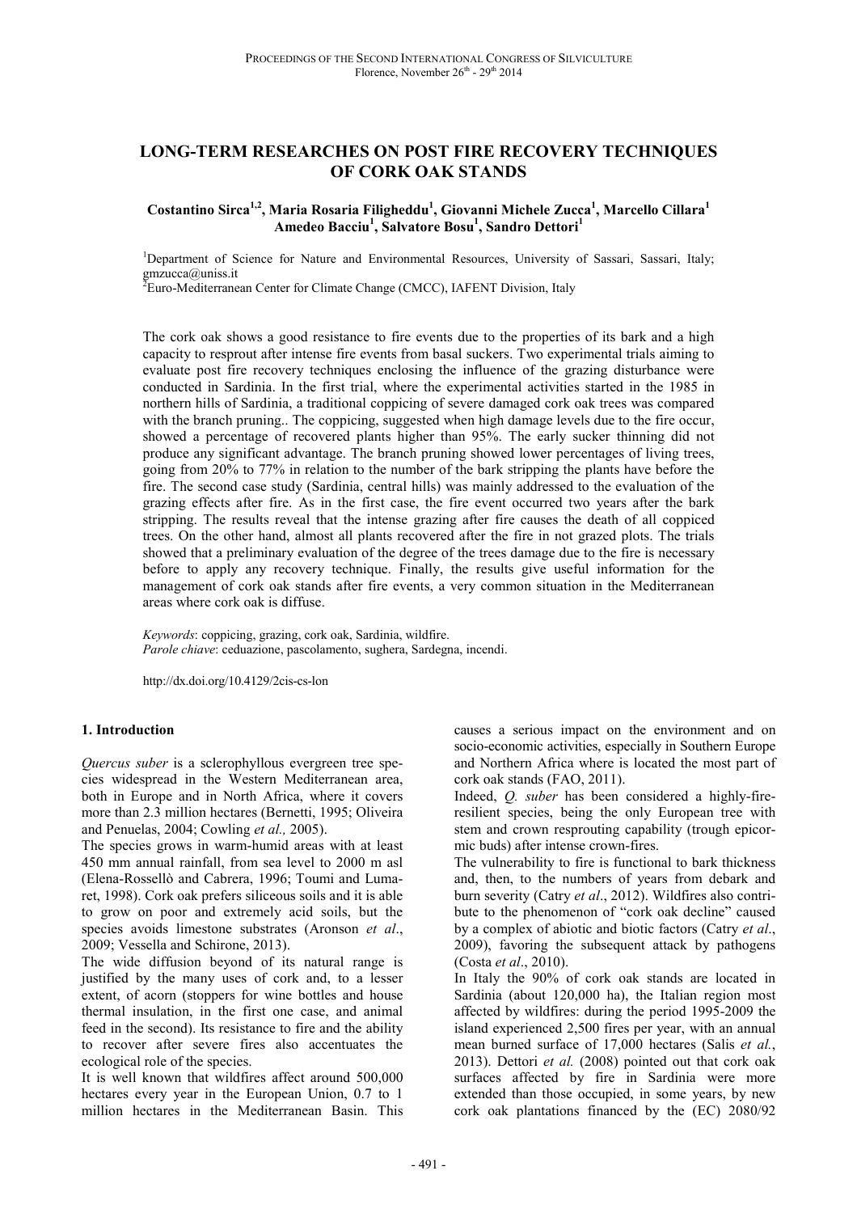# LONG-TERM RESEARCHES ON POST FIRE RECOVERY TECHNIQUES OF CORK OAK STANDS

**Costantino Sirca[1,2], Maria Rosaria Filigheddu[1], Giovanni Michele Zucca[1], Marcello Cillara[1] Amedeo Bacciu[1], Salvatore Bosu[1], Sandro Dettori[1]**

[1]Department of Science for Nature and Environmental Resources, University of Sassari, Sassari, Italy; gmzucca@uniss.it
[2]Euro-Mediterranean Center for Climate Change (CMCC), IAFENT Division, Italy

The cork oak shows a good resistance to fire events due to the properties of its bark and a high capacity to resprout after intense fire events from basal suckers. Two experimental trials aiming to evaluate post fire recovery techniques enclosing the influence of the grazing disturbance were conducted in Sardinia. In the first trial, where the experimental activities started in the 1985 in northern hills of Sardinia, a traditional coppicing of severe damaged cork oak trees was compared with the branch pruning.. The coppicing, suggested when high damage levels due to the fire occur, showed a percentage of recovered plants higher than 95%. The early sucker thinning did not produce any significant advantage. The branch pruning showed lower percentages of living trees, going from 20% to 77% in relation to the number of the bark stripping the plants have before the fire. The second case study (Sardinia, central hills) was mainly addressed to the evaluation of the grazing effects after fire. As in the first case, the fire event occurred two years after the bark stripping. The results reveal that the intense grazing after fire causes the death of all coppiced trees. On the other hand, almost all plants recovered after the fire in not grazed plots. The trials showed that a preliminary evaluation of the degree of the trees damage due to the fire is necessary before to apply any recovery technique. Finally, the results give useful information for the management of cork oak stands after fire events, a very common situation in the Mediterranean areas where cork oak is diffuse.

*Keywords*: coppicing, grazing, cork oak, Sardinia, wildfire.
*Parole chiave*: ceduazione, pascolamento, sughera, Sardegna, incendi.

http://dx.doi.org/10.4129/2cis-cs-lon

## 1. Introduction

*Quercus suber* is a sclerophyllous evergreen tree species widespread in the Western Mediterranean area, both in Europe and in North Africa, where it covers more than 2.3 million hectares (Bernetti, 1995; Oliveira and Penuelas, 2004; Cowling *et al.,* 2005).

The species grows in warm-humid areas with at least 450 mm annual rainfall, from sea level to 2000 m asl (Elena-Rossellò and Cabrera, 1996; Toumi and Lumaret, 1998). Cork oak prefers siliceous soils and it is able to grow on poor and extremely acid soils, but the species avoids limestone substrates (Aronson *et al*., 2009; Vessella and Schirone, 2013).

The wide diffusion beyond of its natural range is justified by the many uses of cork and, to a lesser extent, of acorn (stoppers for wine bottles and house thermal insulation, in the first one case, and animal feed in the second). Its resistance to fire and the ability to recover after severe fires also accentuates the ecological role of the species.

It is well known that wildfires affect around 500,000 hectares every year in the European Union, 0.7 to 1 million hectares in the Mediterranean Basin. This causes a serious impact on the environment and on socio-economic activities, especially in Southern Europe and Northern Africa where is located the most part of cork oak stands (FAO, 2011).

Indeed, *Q. suber* has been considered a highly-fire-resilient species, being the only European tree with stem and crown resprouting capability (trough epicormic buds) after intense crown-fires.

The vulnerability to fire is functional to bark thickness and, then, to the numbers of years from debark and burn severity (Catry *et al*., 2012). Wildfires also contribute to the phenomenon of "cork oak decline" caused by a complex of abiotic and biotic factors (Catry *et al*., 2009), favoring the subsequent attack by pathogens (Costa *et al*., 2010).

In Italy the 90% of cork oak stands are located in Sardinia (about 120,000 ha), the Italian region most affected by wildfires: during the period 1995-2009 the island experienced 2,500 fires per year, with an annual mean burned surface of 17,000 hectares (Salis *et al.*, 2013). Dettori *et al.* (2008) pointed out that cork oak surfaces affected by fire in Sardinia were more extended than those occupied, in some years, by new cork oak plantations financed by the (EC) 2080/92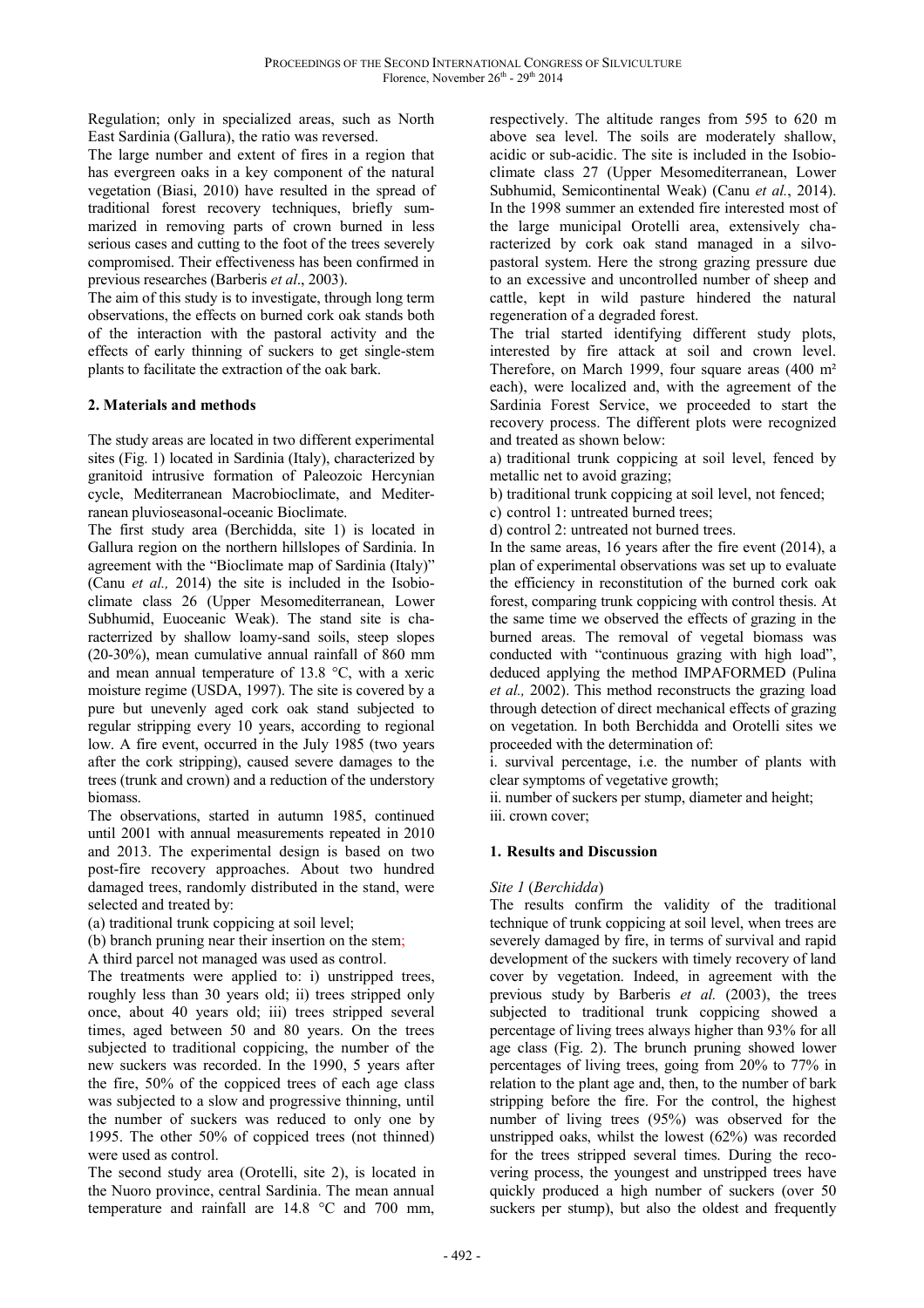Regulation; only in specialized areas, such as North East Sardinia (Gallura), the ratio was reversed.

The large number and extent of fires in a region that has evergreen oaks in a key component of the natural vegetation (Biasi, 2010) have resulted in the spread of traditional forest recovery techniques, briefly summarized in removing parts of crown burned in less serious cases and cutting to the foot of the trees severely compromised. Their effectiveness has been confirmed in previous researches (Barberis *et al*., 2003).

The aim of this study is to investigate, through long term observations, the effects on burned cork oak stands both of the interaction with the pastoral activity and the effects of early thinning of suckers to get single-stem plants to facilitate the extraction of the oak bark.

## 2. Materials and methods

The study areas are located in two different experimental sites (Fig. 1) located in Sardinia (Italy), characterized by granitoid intrusive formation of Paleozoic Hercynian cycle, Mediterranean Macrobioclimate, and Mediterranean pluvioseasonal-oceanic Bioclimate.

The first study area (Berchidda, site 1) is located in Gallura region on the northern hillslopes of Sardinia. In agreement with the "Bioclimate map of Sardinia (Italy)" (Canu *et al.,* 2014) the site is included in the Isobioclimate class 26 (Upper Mesomediterranean, Lower Subhumid, Euoceanic Weak). The stand site is characterized by shallow loamy-sand soils, steep slopes (20-30%), mean cumulative annual rainfall of 860 mm and mean annual temperature of 13.8 °C, with a xeric moisture regime (USDA, 1997). The site is covered by a pure but unevenly aged cork oak stand subjected to regular stripping every 10 years, according to regional low. A fire event, occurred in the July 1985 (two years after the cork stripping), caused severe damages to the trees (trunk and crown) and a reduction of the understory biomass.

The observations, started in autumn 1985, continued until 2001 with annual measurements repeated in 2010 and 2013. The experimental design is based on two post-fire recovery approaches. About two hundred damaged trees, randomly distributed in the stand, were selected and treated by:

(a) traditional trunk coppicing at soil level;

(b) branch pruning near their insertion on the stem;

A third parcel not managed was used as control.

The treatments were applied to: i) unstripped trees, roughly less than 30 years old; ii) trees stripped only once, about 40 years old; iii) trees stripped several times, aged between 50 and 80 years. On the trees subjected to traditional coppicing, the number of the new suckers was recorded. In the 1990, 5 years after the fire, 50% of the coppiced trees of each age class was subjected to a slow and progressive thinning, until the number of suckers was reduced to only one by 1995. The other 50% of coppiced trees (not thinned) were used as control.

The second study area (Orotelli, site 2), is located in the Nuoro province, central Sardinia. The mean annual temperature and rainfall are 14.8 °C and 700 mm, respectively. The altitude ranges from 595 to 620 m above sea level. The soils are moderately shallow, acidic or sub-acidic. The site is included in the Isobioclimate class 27 (Upper Mesomediterranean, Lower Subhumid, Semicontinental Weak) (Canu *et al.*, 2014). In the 1998 summer an extended fire interested most of the large municipal Orotelli area, extensively characterized by cork oak stand managed in a silvopastoral system. Here the strong grazing pressure due to an excessive and uncontrolled number of sheep and cattle, kept in wild pasture hindered the natural regeneration of a degraded forest.

The trial started identifying different study plots, interested by fire attack at soil and crown level. Therefore, on March 1999, four square areas (400 m² each), were localized and, with the agreement of the Sardinia Forest Service, we proceeded to start the recovery process. The different plots were recognized and treated as shown below:

a) traditional trunk coppicing at soil level, fenced by metallic net to avoid grazing;

b) traditional trunk coppicing at soil level, not fenced;

c) control 1: untreated burned trees;

d) control 2: untreated not burned trees.

In the same areas, 16 years after the fire event (2014), a plan of experimental observations was set up to evaluate the efficiency in reconstitution of the burned cork oak forest, comparing trunk coppicing with control thesis. At the same time we observed the effects of grazing in the burned areas. The removal of vegetal biomass was conducted with "continuous grazing with high load", deduced applying the method IMPAFORMED (Pulina *et al.,* 2002). This method reconstructs the grazing load through detection of direct mechanical effects of grazing on vegetation. In both Berchidda and Orotelli sites we proceeded with the determination of:

i. survival percentage, i.e. the number of plants with clear symptoms of vegetative growth;

ii. number of suckers per stump, diameter and height;

iii. crown cover;

## 1. Results and Discussion

### *Site 1* (*Berchidda*)

The results confirm the validity of the traditional technique of trunk coppicing at soil level, when trees are severely damaged by fire, in terms of survival and rapid development of the suckers with timely recovery of land cover by vegetation. Indeed, in agreement with the previous study by Barberis *et al.* (2003), the trees subjected to traditional trunk coppicing showed a percentage of living trees always higher than 93% for all age class (Fig. 2). The brunch pruning showed lower percentages of living trees, going from 20% to 77% in relation to the plant age and, then, to the number of bark stripping before the fire. For the control, the highest number of living trees (95%) was observed for the unstripped oaks, whilst the lowest (62%) was recorded for the trees stripped several times. During the recovering process, the youngest and unstripped trees have quickly produced a high number of suckers (over 50 suckers per stump), but also the oldest and frequently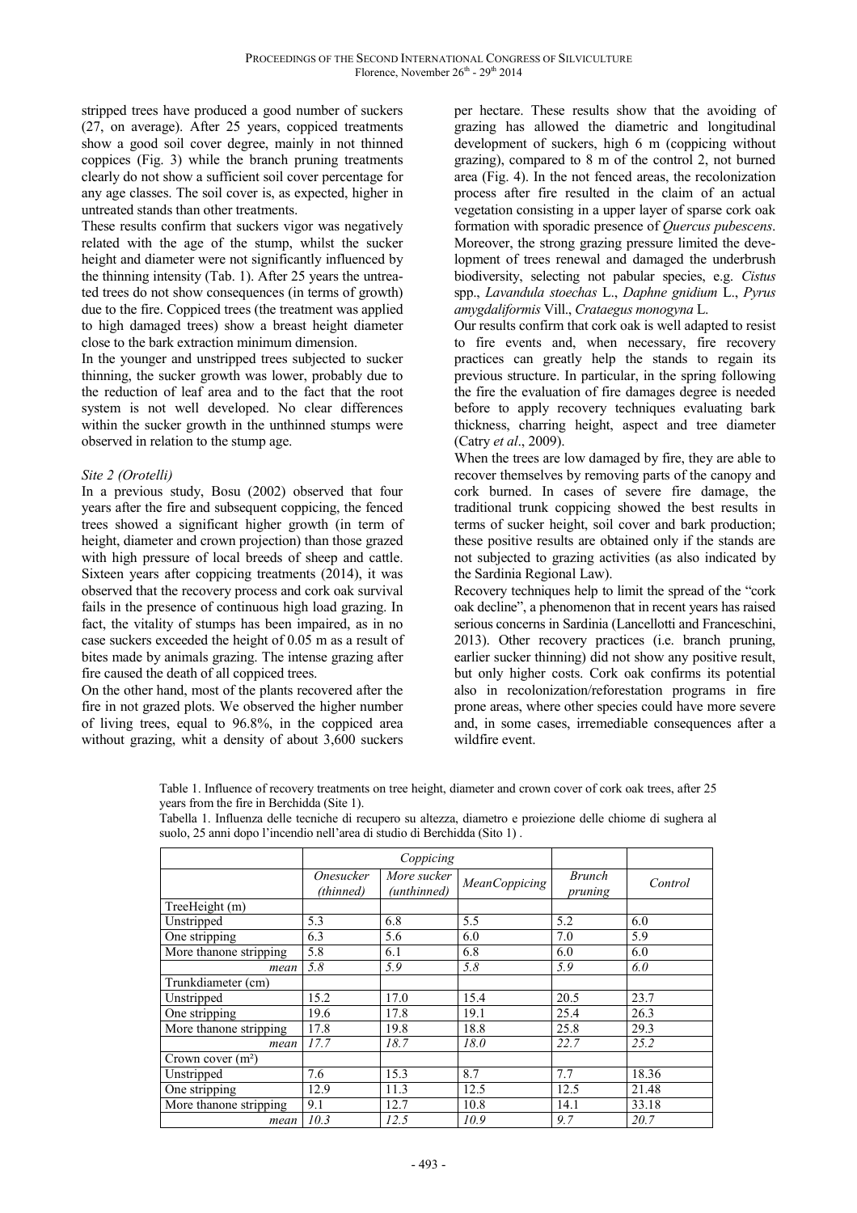stripped trees have produced a good number of suckers (27, on average). After 25 years, coppiced treatments show a good soil cover degree, mainly in not thinned coppices (Fig. 3) while the branch pruning treatments clearly do not show a sufficient soil cover percentage for any age classes. The soil cover is, as expected, higher in untreated stands than other treatments.

These results confirm that suckers vigor was negatively related with the age of the stump, whilst the sucker height and diameter were not significantly influenced by the thinning intensity (Tab. 1). After 25 years the untreated trees do not show consequences (in terms of growth) due to the fire. Coppiced trees (the treatment was applied to high damaged trees) show a breast height diameter close to the bark extraction minimum dimension.

In the younger and unstripped trees subjected to sucker thinning, the sucker growth was lower, probably due to the reduction of leaf area and to the fact that the root system is not well developed. No clear differences within the sucker growth in the unthinned stumps were observed in relation to the stump age.

*Site 2 (Orotelli)*

In a previous study, Bosu (2002) observed that four years after the fire and subsequent coppicing, the fenced trees showed a significant higher growth (in term of height, diameter and crown projection) than those grazed with high pressure of local breeds of sheep and cattle. Sixteen years after coppicing treatments (2014), it was observed that the recovery process and cork oak survival fails in the presence of continuous high load grazing. In fact, the vitality of stumps has been impaired, as in no case suckers exceeded the height of 0.05 m as a result of bites made by animals grazing. The intense grazing after fire caused the death of all coppiced trees.

On the other hand, most of the plants recovered after the fire in not grazed plots. We observed the higher number of living trees, equal to 96.8%, in the coppiced area without grazing, whit a density of about 3,600 suckers per hectare. These results show that the avoiding of grazing has allowed the diametric and longitudinal development of suckers, high 6 m (coppicing without grazing), compared to 8 m of the control 2, not burned area (Fig. 4). In the not fenced areas, the recolonization process after fire resulted in the claim of an actual vegetation consisting in a upper layer of sparse cork oak formation with sporadic presence of *Quercus pubescens*. Moreover, the strong grazing pressure limited the development of trees renewal and damaged the underbrush biodiversity, selecting not pabular species, e.g. *Cistus* spp., *Lavandula stoechas* L., *Daphne gnidium* L., *Pyrus amygdaliformis* Vill., *Crataegus monogyna* L.

Our results confirm that cork oak is well adapted to resist to fire events and, when necessary, fire recovery practices can greatly help the stands to regain its previous structure. In particular, in the spring following the fire the evaluation of fire damages degree is needed before to apply recovery techniques evaluating bark thickness, charring height, aspect and tree diameter (Catry *et al*., 2009).

When the trees are low damaged by fire, they are able to recover themselves by removing parts of the canopy and cork burned. In cases of severe fire damage, the traditional trunk coppicing showed the best results in terms of sucker height, soil cover and bark production; these positive results are obtained only if the stands are not subjected to grazing activities (as also indicated by the Sardinia Regional Law).

Recovery techniques help to limit the spread of the "cork oak decline", a phenomenon that in recent years has raised serious concerns in Sardinia (Lancellotti and Franceschini, 2013). Other recovery practices (i.e. branch pruning, earlier sucker thinning) did not show any positive result, but only higher costs. Cork oak confirms its potential also in recolonization/reforestation programs in fire prone areas, where other species could have more severe and, in some cases, irremediable consequences after a wildfire event.

Table 1. Influence of recovery treatments on tree height, diameter and crown cover of cork oak trees, after 25 years from the fire in Berchidda (Site 1).

Tabella 1. Influenza delle tecniche di recupero su altezza, diametro e proiezione delle chiome di sughera al suolo, 25 anni dopo l'incendio nell'area di studio di Berchidda (Sito 1) .

| | *Coppicing* | | | | |
|---|---|---|---|---|---|
| | *Onesucker (thinned)* | *More sucker (unthinned)* | *MeanCoppicing* | *Brunch pruning* | *Control* |
| TreeHeight (m) | | | | | |
| Unstripped | 5.3 | 6.8 | 5.5 | 5.2 | 6.0 |
| One stripping | 6.3 | 5.6 | 6.0 | 7.0 | 5.9 |
| More thanone stripping | 5.8 | 6.1 | 6.8 | 6.0 | 6.0 |
| *mean* | *5.8* | *5.9* | *5.8* | *5.9* | *6.0* |
| Trunkdiameter (cm) | | | | | |
| Unstripped | 15.2 | 17.0 | 15.4 | 20.5 | 23.7 |
| One stripping | 19.6 | 17.8 | 19.1 | 25.4 | 26.3 |
| More thanone stripping | 17.8 | 19.8 | 18.8 | 25.8 | 29.3 |
| *mean* | *17.7* | *18.7* | *18.0* | *22.7* | *25.2* |
| Crown cover ($m^2$) | | | | | |
| Unstripped | 7.6 | 15.3 | 8.7 | 7.7 | 18.36 |
| One stripping | 12.9 | 11.3 | 12.5 | 12.5 | 21.48 |
| More thanone stripping | 9.1 | 12.7 | 10.8 | 14.1 | 33.18 |
| *mean* | *10.3* | *12.5* | *10.9* | *9.7* | *20.7* |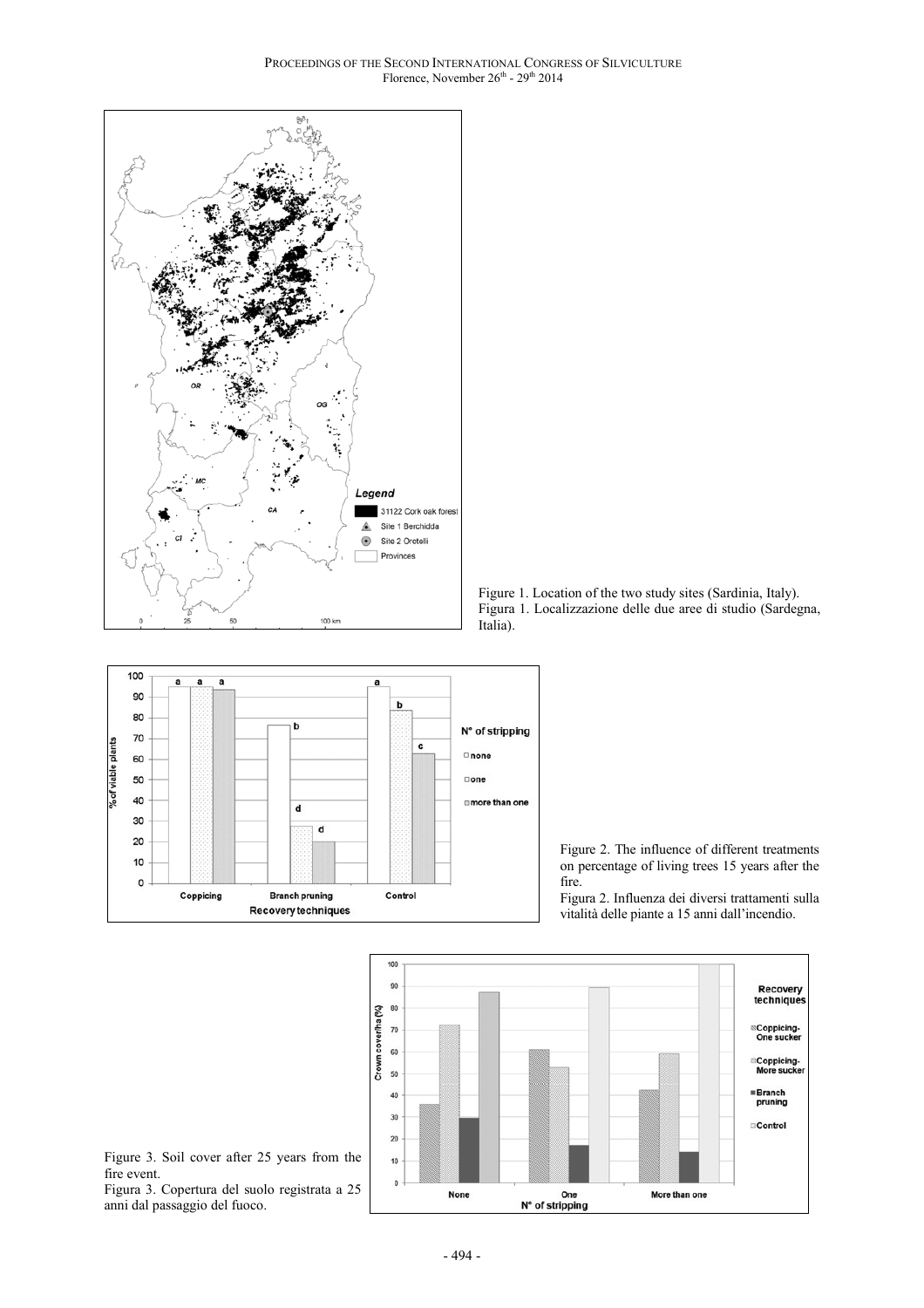Figure 1. Location of the two study sites (Sardinia, Italy).
Figura 1. Localizzazione delle due aree di studio (Sardegna, Italia).

Figure 2. The influence of different treatments on percentage of living trees 15 years after the fire.
Figura 2. Influenza dei diversi trattamenti sulla vitalità delle piante a 15 anni dall'incendio.

Figure 3. Soil cover after 25 years from the fire event.
Figura 3. Copertura del suolo registrata a 25 anni dal passaggio del fuoco.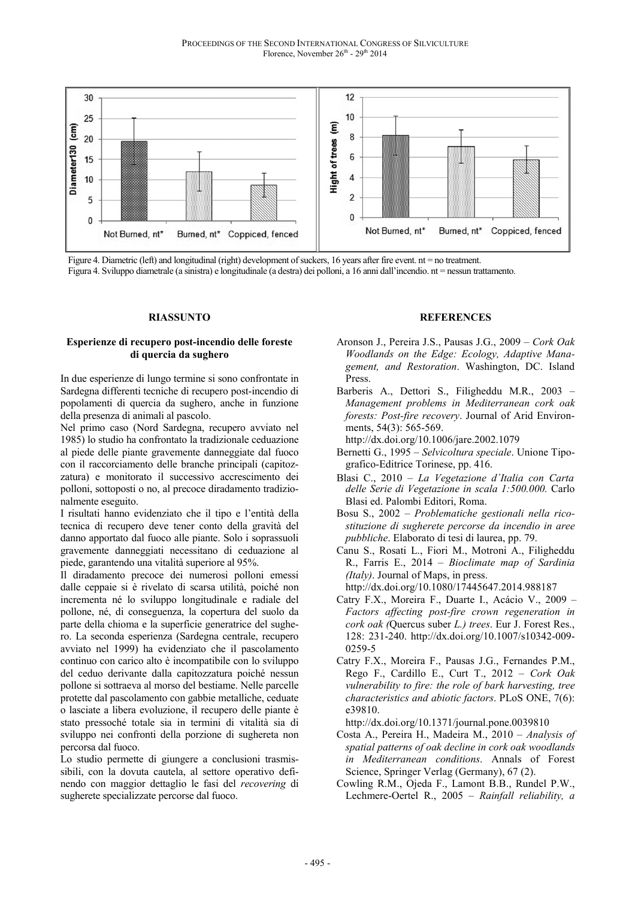Figure 4. Diametric (left) and longitudinal (right) development of suckers, 16 years after fire event. nt = no treatment.

Figura 4. Sviluppo diametrale (a sinistra) e longitudinale (a destra) dei polloni, a 16 anni dall'incendio. nt = nessun trattamento.

## RIASSUNTO

### Esperienze di recupero post-incendio delle foreste di quercia da sughero

In due esperienze di lungo termine si sono confrontate in Sardegna differenti tecniche di recupero post-incendio di popolamenti di quercia da sughero, anche in funzione della presenza di animali al pascolo.

Nel primo caso (Nord Sardegna, recupero avviato nel 1985) lo studio ha confrontato la tradizionale ceduazione al piede delle piante gravemente danneggiate dal fuoco con il raccorciamento delle branche principali (capitozzatura) e monitorato il successivo accrescimento dei polloni, sottoposti o no, al precoce diradamento tradizionalmente eseguito.

I risultati hanno evidenziato che il tipo e l'entità della tecnica di recupero deve tener conto della gravità del danno apportato dal fuoco alle piante. Solo i soprassuoli gravemente danneggiati necessitano di ceduazione al piede, garantendo una vitalità superiore al 95%.

Il diradamento precoce dei numerosi polloni emessi dalle ceppaie si è rivelato di scarsa utilità, poiché non incrementa né lo sviluppo longitudinale e radiale del pollone, né, di conseguenza, la copertura del suolo da parte della chioma e la superficie generatrice del sughero. La seconda esperienza (Sardegna centrale, recupero avviato nel 1999) ha evidenziato che il pascolamento continuo con carico alto è incompatibile con lo sviluppo del ceduo derivante dalla capitozzatura poiché nessun pollone si sottraeva al morso del bestiame. Nelle parcelle protette dal pascolamento con gabbie metalliche, ceduate o lasciate a libera evoluzione, il recupero delle piante è stato pressoché totale sia in termini di vitalità sia di sviluppo nei confronti della porzione di sughereta non percorsa dal fuoco.

Lo studio permette di giungere a conclusioni trasmissibili, con la dovuta cautela, al settore operativo definendo con maggior dettaglio le fasi del *recovering* di sugherete specializzate percorse dal fuoco.

## REFERENCES

Aronson J., Pereira J.S., Pausas J.G., 2009 – *Cork Oak Woodlands on the Edge: Ecology, Adaptive Management, and Restoration*. Washington, DC. Island Press.

Barberis A., Dettori S., Filigheddu M.R., 2003 – *Management problems in Mediterranean cork oak forests: Post-fire recovery*. Journal of Arid Environments, 54(3): 565-569. http://dx.doi.org/10.1006/jare.2002.1079

Bernetti G., 1995 – *Selvicoltura speciale*. Unione Tipografico-Editrice Torinese, pp. 416.

Blasi C., 2010 – *La Vegetazione d´Italia con Carta delle Serie di Vegetazione in scala 1:500.000.* Carlo Blasi ed. Palombi Editori, Roma.

Bosu S., 2002 – *Problematiche gestionali nella ricostituzione di sugherete percorse da incendio in aree pubbliche*. Elaborato di tesi di laurea, pp. 79.

Canu S., Rosati L., Fiori M., Motroni A., Filigheddu R., Farris E., 2014 – *Bioclimate map of Sardinia (Italy)*. Journal of Maps, in press. http://dx.doi.org/10.1080/17445647.2014.988187

Catry F.X., Moreira F., Duarte I., Acácio V., 2009 – *Factors affecting post-fire crown regeneration in cork oak (*Quercus suber *L.) trees*. Eur J. Forest Res., 128: 231-240. http://dx.doi.org/10.1007/s10342-009-0259-5

Catry F.X., Moreira F., Pausas J.G., Fernandes P.M., Rego F., Cardillo E., Curt T., 2012 – *Cork Oak vulnerability to fire: the role of bark harvesting, tree characteristics and abiotic factors*. PLoS ONE, 7(6): e39810. http://dx.doi.org/10.1371/journal.pone.0039810

Costa A., Pereira H., Madeira M., 2010 – *Analysis of spatial patterns of oak decline in cork oak woodlands in Mediterranean conditions*. Annals of Forest Science, Springer Verlag (Germany), 67 (2).

Cowling R.M., Ojeda F., Lamont B.B., Rundel P.W., Lechmere-Oertel R., 2005 – *Rainfall reliability, a*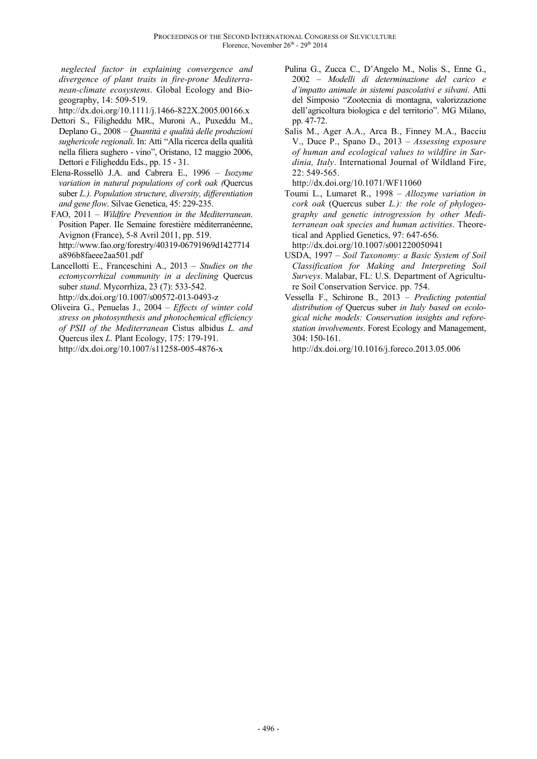*neglected factor in explaining convergence and divergence of plant traits in fire-prone Mediterranean-climate ecosystems*. Global Ecology and Biogeography, 14: 509-519.
http://dx.doi.org/10.1111/j.1466-822X.2005.00166.x

Dettori S., Filigheddu MR., Muroni A., Puxeddu M., Deplano G., 2008 – *Quantità e qualità delle produzioni sughericole regionali*. In: Atti "Alla ricerca della qualità nella filiera sughero - vino", Oristano, 12 maggio 2006, Dettori e Filigheddu Eds., pp. 15 - 31.

Elena-Rossellò J.A. and Cabrera E., 1996 – *Isozyme variation in natural populations of cork oak (*Quercus suber *L.). Population structure, diversity, differentiation and gene flow*. Silvae Genetica, 45: 229-235.

FAO, 2011 – *Wildfire Prevention in the Mediterranean*. Position Paper. IIe Semaine forestière méditerranéenne, Avignon (France), 5-8 Avril 2011, pp. 519.
http://www.fao.org/forestry/40319-06791969d1427714a896b8faeee2aa501.pdf

Lancellotti E., Franceschini A., 2013 – *Studies on the ectomycorrhizal community in a declining* Quercus suber *stand*. Mycorrhiza, 23 (7): 533-542.
http://dx.doi.org/10.1007/s00572-013-0493-z

Oliveira G., Penuelas J., 2004 – *Effects of winter cold stress on photosynthesis and photochemical efficiency of PSII of the Mediterranean* Cistus albidus *L. and* Quercus ilex *L.* Plant Ecology, 175: 179-191.
http://dx.doi.org/10.1007/s11258-005-4876-x

Pulina G., Zucca C., D'Angelo M., Nolis S., Enne G., 2002 – *Modelli di determinazione del carico e d'impatto animale in sistemi pascolativi e silvani*. Atti del Simposio "Zootecnia di montagna, valorizzazione dell'agricoltura biologica e del territorio". MG Milano, pp. 47-72.

Salis M., Ager A.A., Arca B., Finney M.A., Bacciu V., Duce P., Spano D., 2013 – *Assessing exposure of human and ecological values to wildfire in Sardinia, Italy*. International Journal of Wildland Fire, 22: 549-565.
http://dx.doi.org/10.1071/WF11060

Toumi L., Lumaret R., 1998 – *Allozyme variation in cork oak* (Quercus suber *L.): the role of phylogeography and genetic introgression by other Mediterranean oak species and human activities*. Theoretical and Applied Genetics, 97: 647-656.
http://dx.doi.org/10.1007/s001220050941

USDA, 1997 – *Soil Taxonomy: a Basic System of Soil Classification for Making and Interpreting Soil Surveys*. Malabar, FL: U.S. Department of Agriculture Soil Conservation Service. pp. 754.

Vessella F., Schirone B., 2013 – *Predicting potential distribution of* Quercus suber *in Italy based on ecological niche models: Conservation insights and reforestation involvements*. Forest Ecology and Management, 304: 150-161.
http://dx.doi.org/10.1016/j.foreco.2013.05.006